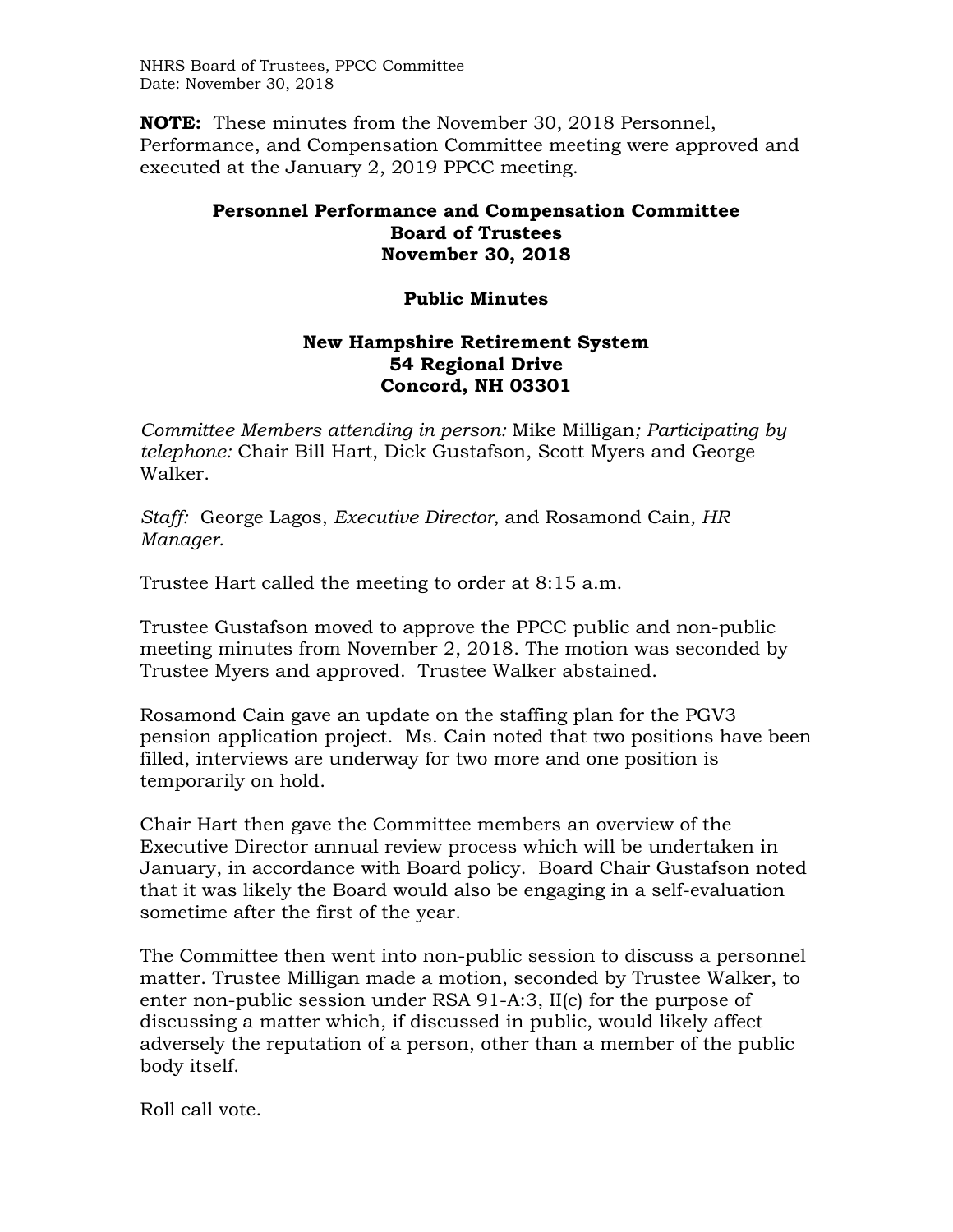**NOTE:** These minutes from the November 30, 2018 Personnel, Performance, and Compensation Committee meeting were approved and executed at the January 2, 2019 PPCC meeting.

# Personnel Performance and Compensation Committee
## Board of Trustees
## November 30, 2018

## Public Minutes

## New Hampshire Retirement System
## 54 Regional Drive
## Concord, NH 03301

*Committee Members attending in person:* Mike Milligan*; Participating by telephone:* Chair Bill Hart, Dick Gustafson, Scott Myers and George Walker.

*Staff:* George Lagos, *Executive Director,* and Rosamond Cain*, HR Manager.*

Trustee Hart called the meeting to order at 8:15 a.m.

Trustee Gustafson moved to approve the PPCC public and non-public meeting minutes from November 2, 2018. The motion was seconded by Trustee Myers and approved. Trustee Walker abstained.

Rosamond Cain gave an update on the staffing plan for the PGV3 pension application project. Ms. Cain noted that two positions have been filled, interviews are underway for two more and one position is temporarily on hold.

Chair Hart then gave the Committee members an overview of the Executive Director annual review process which will be undertaken in January, in accordance with Board policy. Board Chair Gustafson noted that it was likely the Board would also be engaging in a self-evaluation sometime after the first of the year.

The Committee then went into non-public session to discuss a personnel matter. Trustee Milligan made a motion, seconded by Trustee Walker, to enter non-public session under RSA 91-A:3, II(c) for the purpose of discussing a matter which, if discussed in public, would likely affect adversely the reputation of a person, other than a member of the public body itself.

Roll call vote.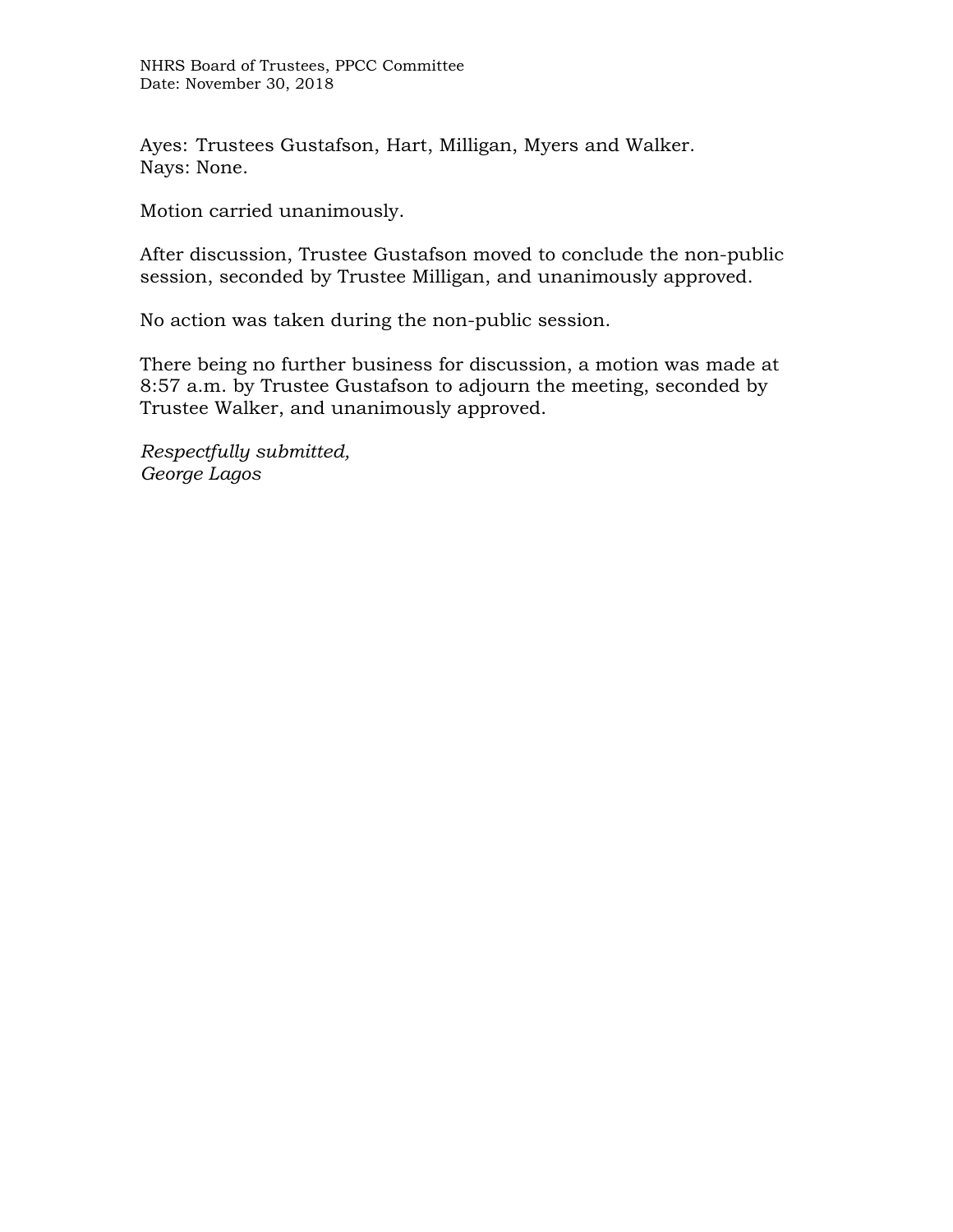Ayes: Trustees Gustafson, Hart, Milligan, Myers and Walker.
Nays: None.

Motion carried unanimously.

After discussion, Trustee Gustafson moved to conclude the non-public session, seconded by Trustee Milligan, and unanimously approved.

No action was taken during the non-public session.

There being no further business for discussion, a motion was made at 8:57 a.m. by Trustee Gustafson to adjourn the meeting, seconded by Trustee Walker, and unanimously approved.

*Respectfully submitted,*
*George Lagos*